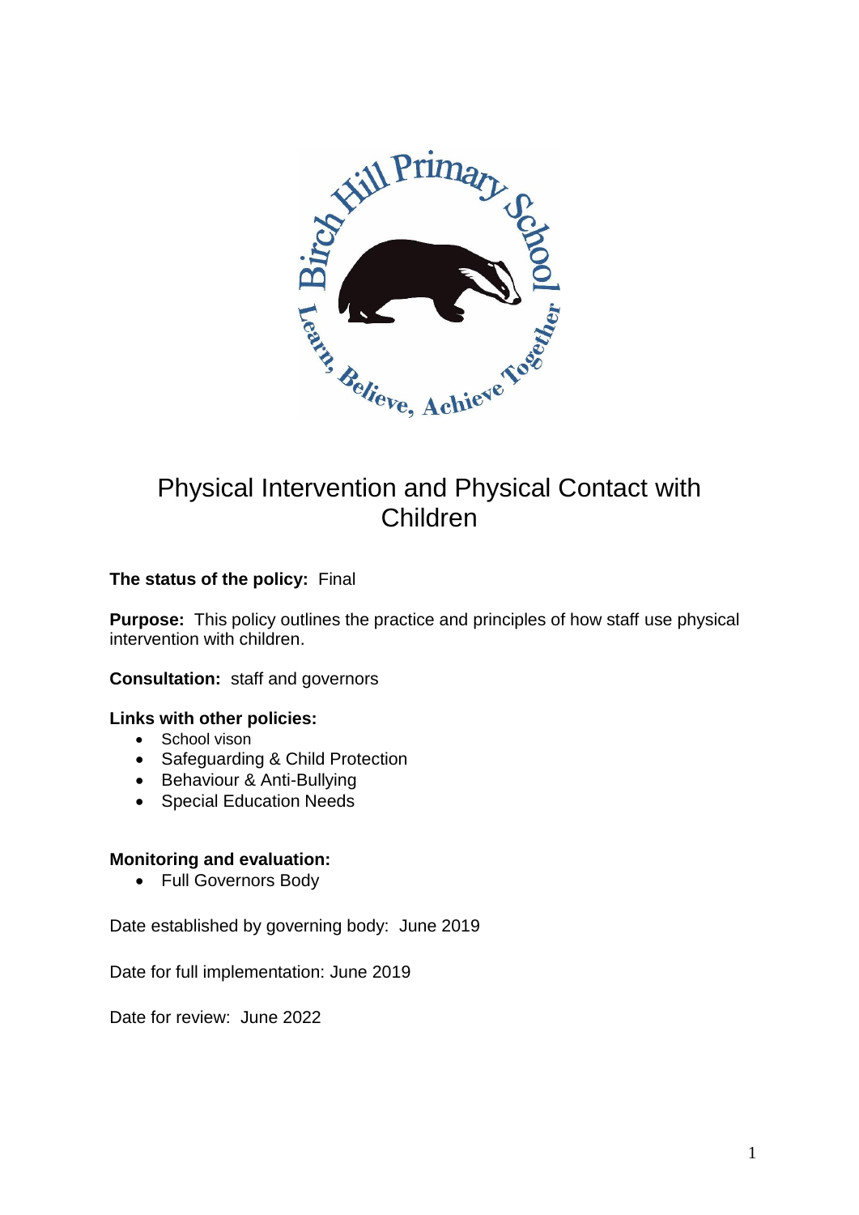# Physical Intervention and Physical Contact with Children

**The status of the policy:** Final

**Purpose:** This policy outlines the practice and principles of how staff use physical intervention with children.

**Consultation:** staff and governors

**Links with other policies:**

- School vison
- Safeguarding & Child Protection
- Behaviour & Anti-Bullying
- Special Education Needs

**Monitoring and evaluation:**

- Full Governors Body

Date established by governing body: June 2019

Date for full implementation: June 2019

Date for review: June 2022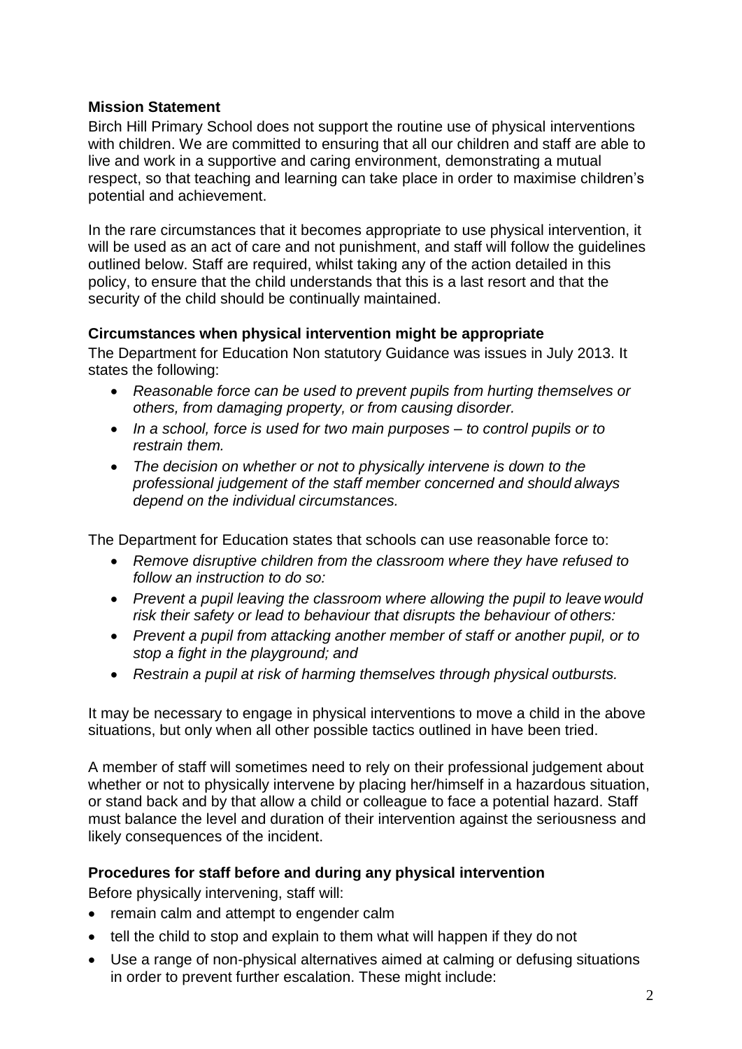**Mission Statement**

Birch Hill Primary School does not support the routine use of physical interventions with children. We are committed to ensuring that all our children and staff are able to live and work in a supportive and caring environment, demonstrating a mutual respect, so that teaching and learning can take place in order to maximise children's potential and achievement.

In the rare circumstances that it becomes appropriate to use physical intervention, it will be used as an act of care and not punishment, and staff will follow the guidelines outlined below. Staff are required, whilst taking any of the action detailed in this policy, to ensure that the child understands that this is a last resort and that the security of the child should be continually maintained.

**Circumstances when physical intervention might be appropriate**

The Department for Education Non statutory Guidance was issues in July 2013. It states the following:

- *Reasonable force can be used to prevent pupils from hurting themselves or others, from damaging property, or from causing disorder.*
- *In a school, force is used for two main purposes – to control pupils or to restrain them.*
- *The decision on whether or not to physically intervene is down to the professional judgement of the staff member concerned and should always depend on the individual circumstances.*

The Department for Education states that schools can use reasonable force to:

- *Remove disruptive children from the classroom where they have refused to follow an instruction to do so:*
- *Prevent a pupil leaving the classroom where allowing the pupil to leave would risk their safety or lead to behaviour that disrupts the behaviour of others:*
- *Prevent a pupil from attacking another member of staff or another pupil, or to stop a fight in the playground; and*
- *Restrain a pupil at risk of harming themselves through physical outbursts.*

It may be necessary to engage in physical interventions to move a child in the above situations, but only when all other possible tactics outlined in have been tried.

A member of staff will sometimes need to rely on their professional judgement about whether or not to physically intervene by placing her/himself in a hazardous situation, or stand back and by that allow a child or colleague to face a potential hazard. Staff must balance the level and duration of their intervention against the seriousness and likely consequences of the incident.

**Procedures for staff before and during any physical intervention**

Before physically intervening, staff will:

- remain calm and attempt to engender calm
- tell the child to stop and explain to them what will happen if they do not
- Use a range of non-physical alternatives aimed at calming or defusing situations in order to prevent further escalation. These might include: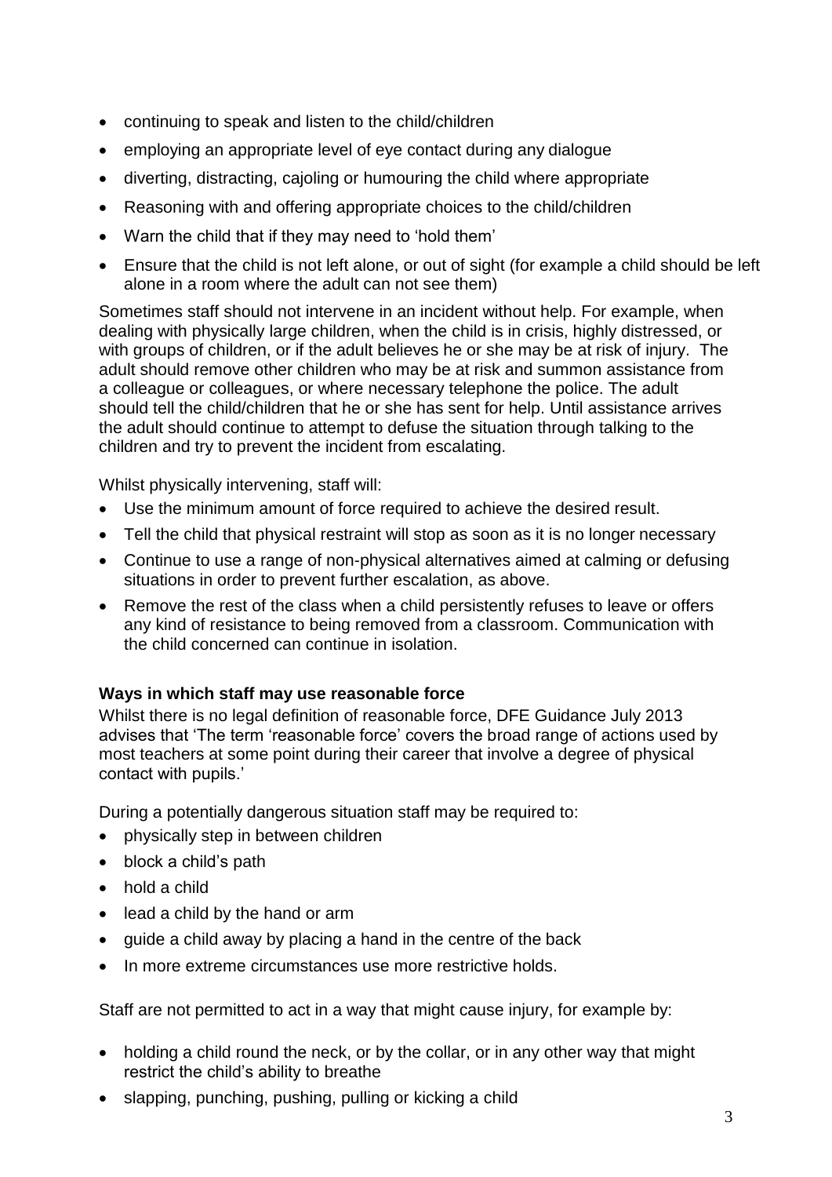- continuing to speak and listen to the child/children
- employing an appropriate level of eye contact during any dialogue
- diverting, distracting, cajoling or humouring the child where appropriate
- Reasoning with and offering appropriate choices to the child/children
- Warn the child that if they may need to 'hold them'
- Ensure that the child is not left alone, or out of sight (for example a child should be left alone in a room where the adult can not see them)

Sometimes staff should not intervene in an incident without help. For example, when dealing with physically large children, when the child is in crisis, highly distressed, or with groups of children, or if the adult believes he or she may be at risk of injury. The adult should remove other children who may be at risk and summon assistance from a colleague or colleagues, or where necessary telephone the police. The adult should tell the child/children that he or she has sent for help. Until assistance arrives the adult should continue to attempt to defuse the situation through talking to the children and try to prevent the incident from escalating.

Whilst physically intervening, staff will:

- Use the minimum amount of force required to achieve the desired result.
- Tell the child that physical restraint will stop as soon as it is no longer necessary
- Continue to use a range of non-physical alternatives aimed at calming or defusing situations in order to prevent further escalation, as above.
- Remove the rest of the class when a child persistently refuses to leave or offers any kind of resistance to being removed from a classroom. Communication with the child concerned can continue in isolation.

**Ways in which staff may use reasonable force**

Whilst there is no legal definition of reasonable force, DFE Guidance July 2013 advises that 'The term 'reasonable force' covers the broad range of actions used by most teachers at some point during their career that involve a degree of physical contact with pupils.'

During a potentially dangerous situation staff may be required to:

- physically step in between children
- block a child's path
- hold a child
- lead a child by the hand or arm
- guide a child away by placing a hand in the centre of the back
- In more extreme circumstances use more restrictive holds.

Staff are not permitted to act in a way that might cause injury, for example by:

- holding a child round the neck, or by the collar, or in any other way that might restrict the child's ability to breathe
- slapping, punching, pushing, pulling or kicking a child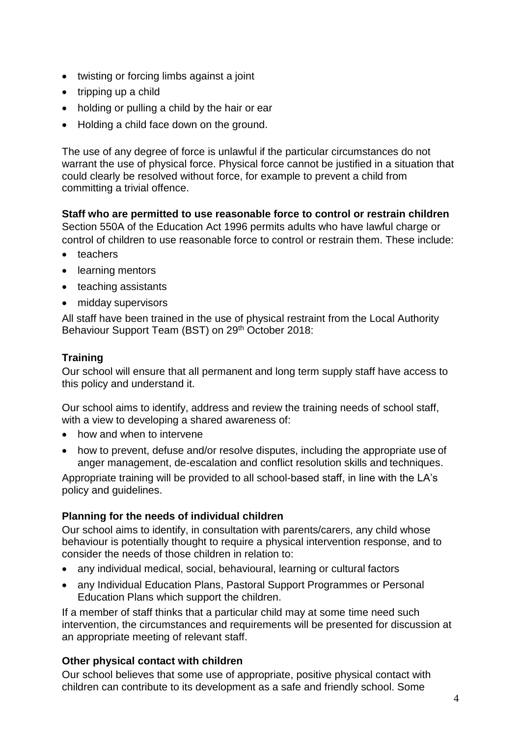- twisting or forcing limbs against a joint
- tripping up a child
- holding or pulling a child by the hair or ear
- Holding a child face down on the ground.

The use of any degree of force is unlawful if the particular circumstances do not warrant the use of physical force. Physical force cannot be justified in a situation that could clearly be resolved without force, for example to prevent a child from committing a trivial offence.

**Staff who are permitted to use reasonable force to control or restrain children**

Section 550A of the Education Act 1996 permits adults who have lawful charge or control of children to use reasonable force to control or restrain them. These include:

- teachers
- learning mentors
- teaching assistants
- midday supervisors

All staff have been trained in the use of physical restraint from the Local Authority Behaviour Support Team (BST) on 29th October 2018:

**Training**

Our school will ensure that all permanent and long term supply staff have access to this policy and understand it.

Our school aims to identify, address and review the training needs of school staff, with a view to developing a shared awareness of:

- how and when to intervene
- how to prevent, defuse and/or resolve disputes, including the appropriate use of anger management, de-escalation and conflict resolution skills and techniques.

Appropriate training will be provided to all school-based staff, in line with the LA's policy and guidelines.

**Planning for the needs of individual children**

Our school aims to identify, in consultation with parents/carers, any child whose behaviour is potentially thought to require a physical intervention response, and to consider the needs of those children in relation to:

- any individual medical, social, behavioural, learning or cultural factors
- any Individual Education Plans, Pastoral Support Programmes or Personal Education Plans which support the children.

If a member of staff thinks that a particular child may at some time need such intervention, the circumstances and requirements will be presented for discussion at an appropriate meeting of relevant staff.

**Other physical contact with children**

Our school believes that some use of appropriate, positive physical contact with children can contribute to its development as a safe and friendly school. Some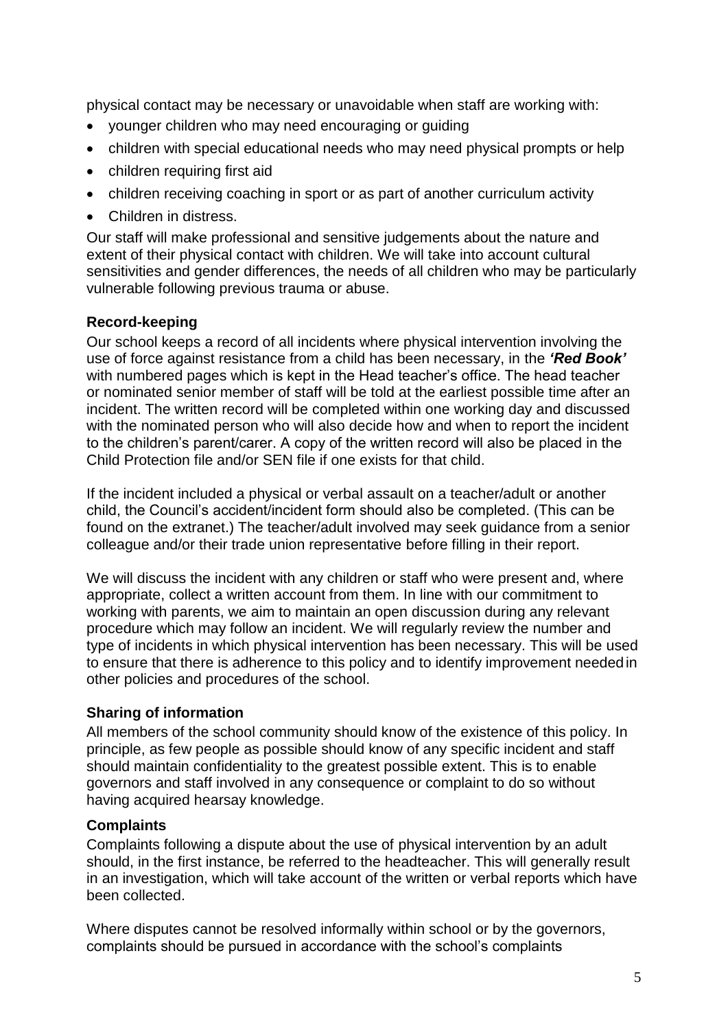physical contact may be necessary or unavoidable when staff are working with:

- younger children who may need encouraging or guiding
- children with special educational needs who may need physical prompts or help
- children requiring first aid
- children receiving coaching in sport or as part of another curriculum activity
- Children in distress.

Our staff will make professional and sensitive judgements about the nature and extent of their physical contact with children. We will take into account cultural sensitivities and gender differences, the needs of all children who may be particularly vulnerable following previous trauma or abuse.

**Record-keeping**

Our school keeps a record of all incidents where physical intervention involving the use of force against resistance from a child has been necessary, in the ***'Red Book'*** with numbered pages which is kept in the Head teacher's office. The head teacher or nominated senior member of staff will be told at the earliest possible time after an incident. The written record will be completed within one working day and discussed with the nominated person who will also decide how and when to report the incident to the children's parent/carer. A copy of the written record will also be placed in the Child Protection file and/or SEN file if one exists for that child.

If the incident included a physical or verbal assault on a teacher/adult or another child, the Council's accident/incident form should also be completed. (This can be found on the extranet.) The teacher/adult involved may seek guidance from a senior colleague and/or their trade union representative before filling in their report.

We will discuss the incident with any children or staff who were present and, where appropriate, collect a written account from them. In line with our commitment to working with parents, we aim to maintain an open discussion during any relevant procedure which may follow an incident. We will regularly review the number and type of incidents in which physical intervention has been necessary. This will be used to ensure that there is adherence to this policy and to identify improvement needed in other policies and procedures of the school.

**Sharing of information**

All members of the school community should know of the existence of this policy. In principle, as few people as possible should know of any specific incident and staff should maintain confidentiality to the greatest possible extent. This is to enable governors and staff involved in any consequence or complaint to do so without having acquired hearsay knowledge.

**Complaints**

Complaints following a dispute about the use of physical intervention by an adult should, in the first instance, be referred to the headteacher. This will generally result in an investigation, which will take account of the written or verbal reports which have been collected.

Where disputes cannot be resolved informally within school or by the governors, complaints should be pursued in accordance with the school's complaints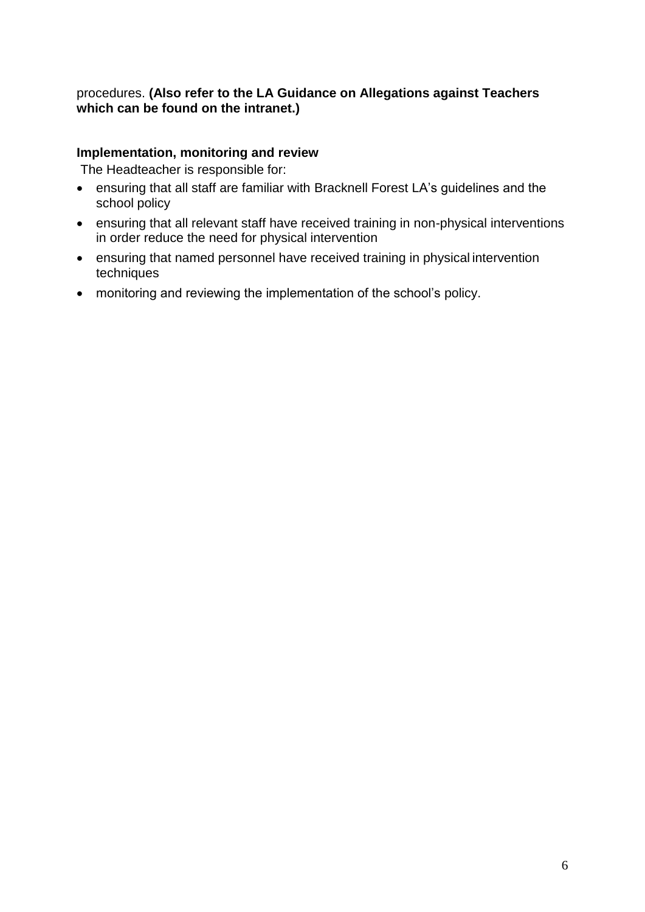procedures. **(Also refer to the LA Guidance on Allegations against Teachers which can be found on the intranet.)**

**Implementation, monitoring and review**

The Headteacher is responsible for:

- ensuring that all staff are familiar with Bracknell Forest LA's guidelines and the school policy
- ensuring that all relevant staff have received training in non-physical interventions in order reduce the need for physical intervention
- ensuring that named personnel have received training in physical intervention techniques
- monitoring and reviewing the implementation of the school's policy.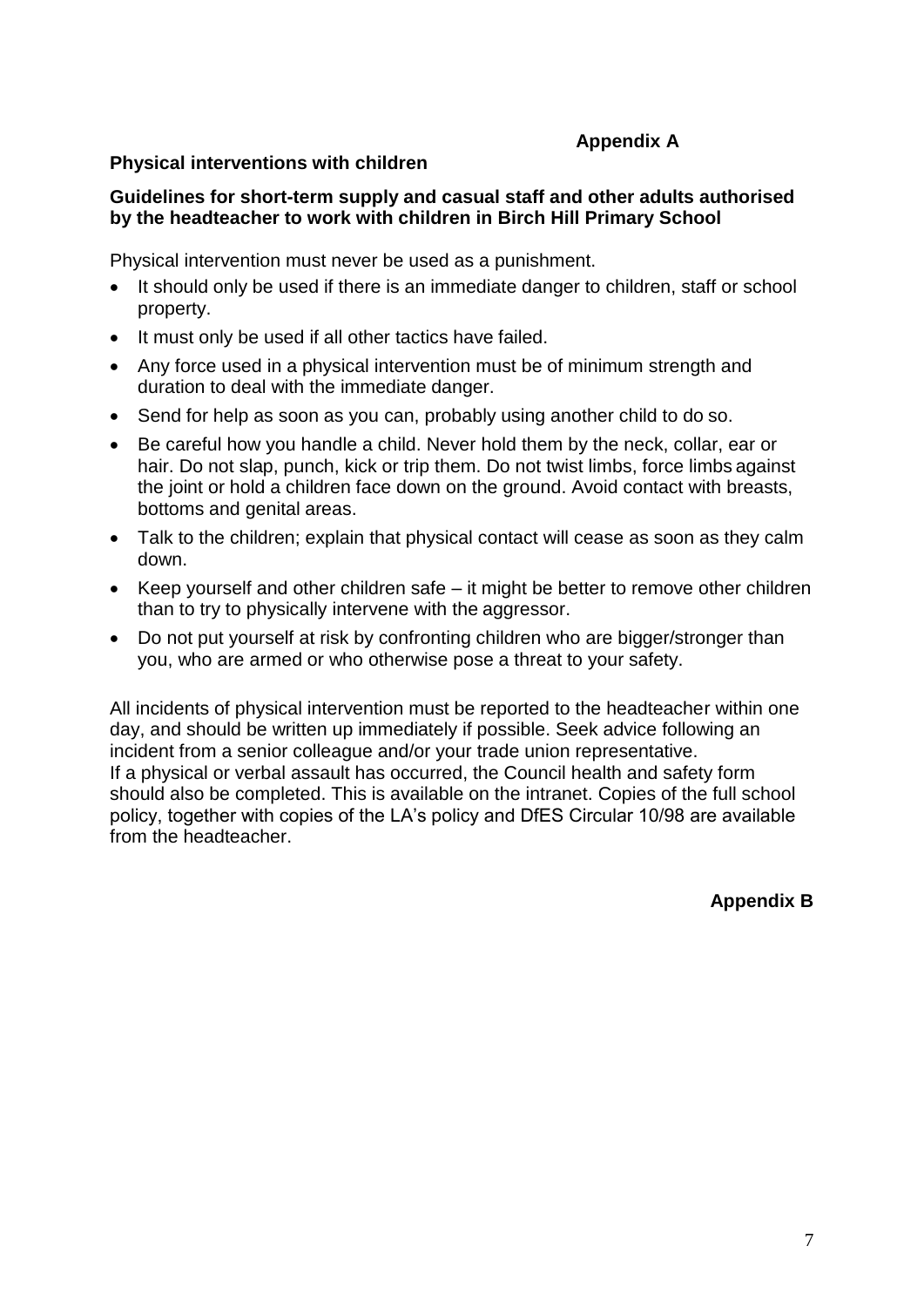**Appendix A**

**Physical interventions with children**

**Guidelines for short-term supply and casual staff and other adults authorised by the headteacher to work with children in Birch Hill Primary School**

Physical intervention must never be used as a punishment.

- It should only be used if there is an immediate danger to children, staff or school property.
- It must only be used if all other tactics have failed.
- Any force used in a physical intervention must be of minimum strength and duration to deal with the immediate danger.
- Send for help as soon as you can, probably using another child to do so.
- Be careful how you handle a child. Never hold them by the neck, collar, ear or hair. Do not slap, punch, kick or trip them. Do not twist limbs, force limbs against the joint or hold a children face down on the ground. Avoid contact with breasts, bottoms and genital areas.
- Talk to the children; explain that physical contact will cease as soon as they calm down.
- Keep yourself and other children safe – it might be better to remove other children than to try to physically intervene with the aggressor.
- Do not put yourself at risk by confronting children who are bigger/stronger than you, who are armed or who otherwise pose a threat to your safety.

All incidents of physical intervention must be reported to the headteacher within one day, and should be written up immediately if possible. Seek advice following an incident from a senior colleague and/or your trade union representative.
If a physical or verbal assault has occurred, the Council health and safety form should also be completed. This is available on the intranet. Copies of the full school policy, together with copies of the LA's policy and DfES Circular 10/98 are available from the headteacher.

**Appendix B**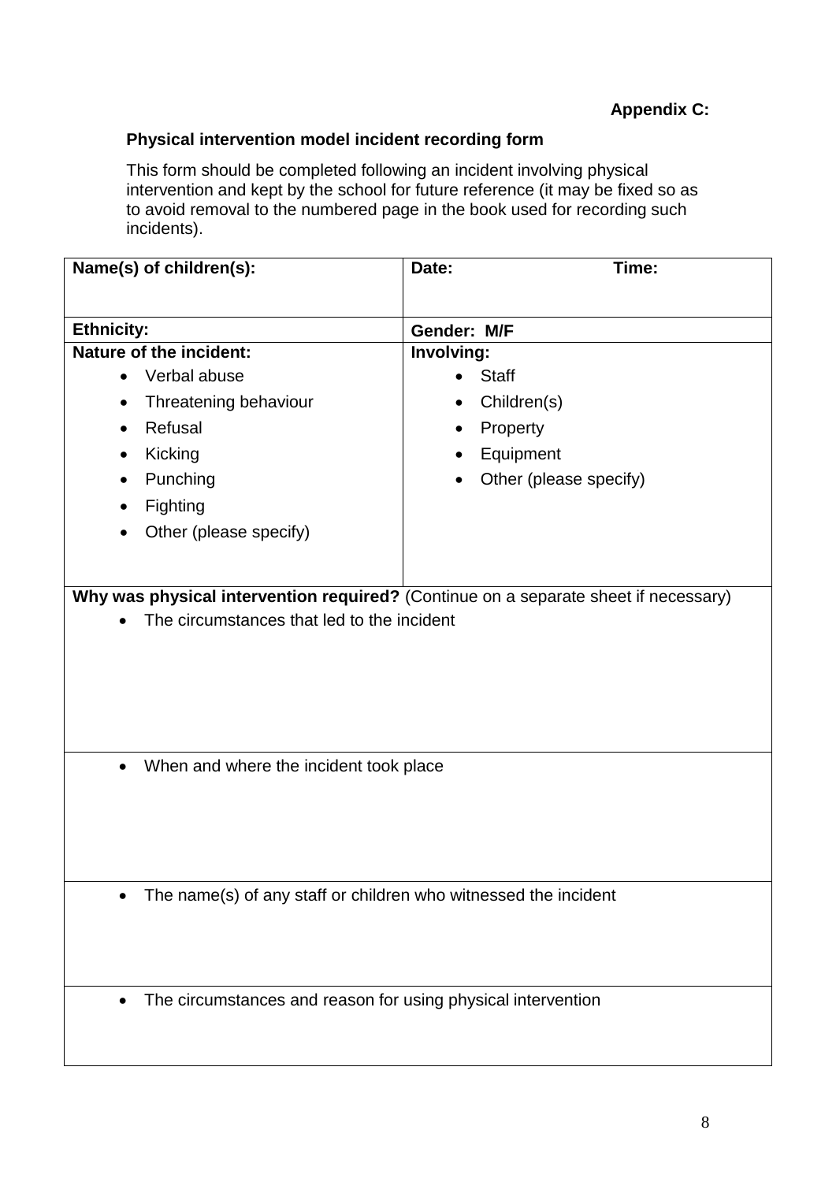**Appendix C:**

## Physical intervention model incident recording form

This form should be completed following an incident involving physical intervention and kept by the school for future reference (it may be fixed so as to avoid removal to the numbered page in the book used for recording such incidents).

| **Name(s) of children(s):** | **Date:** **Time:** |
|---|---|
| **Ethnicity:** | **Gender: M/F** |
| **Nature of the incident:**<br>• Verbal abuse<br>• Threatening behaviour<br>• Refusal<br>• Kicking<br>• Punching<br>• Fighting<br>• Other (please specify) | **Involving:**<br>• Staff<br>• Children(s)<br>• Property<br>• Equipment<br>• Other (please specify) |
| **Why was physical intervention required?** (Continue on a separate sheet if necessary)<br>• The circumstances that led to the incident | |
| • When and where the incident took place | |
| • The name(s) of any staff or children who witnessed the incident | |
| • The circumstances and reason for using physical intervention | |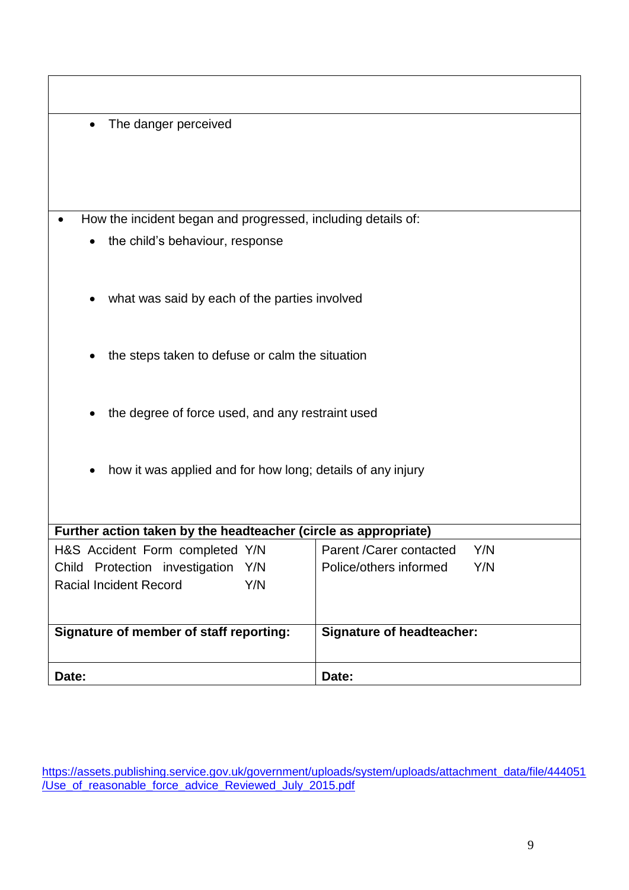- The danger perceived

- How the incident began and progressed, including details of:
  - the child's behaviour, response
  - what was said by each of the parties involved
  - the steps taken to defuse or calm the situation
  - the degree of force used, and any restraint used
  - how it was applied and for how long; details of any injury

| **Further action taken by the headteacher (circle as appropriate)** | |
|---|---|
| H&S Accident Form completed Y/N<br>Child Protection investigation Y/N<br>Racial Incident Record Y/N | Parent /Carer contacted Y/N<br>Police/others informed Y/N |
| **Signature of member of staff reporting:** | **Signature of headteacher:** |
| **Date:** | **Date:** |

https://assets.publishing.service.gov.uk/government/uploads/system/uploads/attachment_data/file/444051/Use_of_reasonable_force_advice_Reviewed_July_2015.pdf